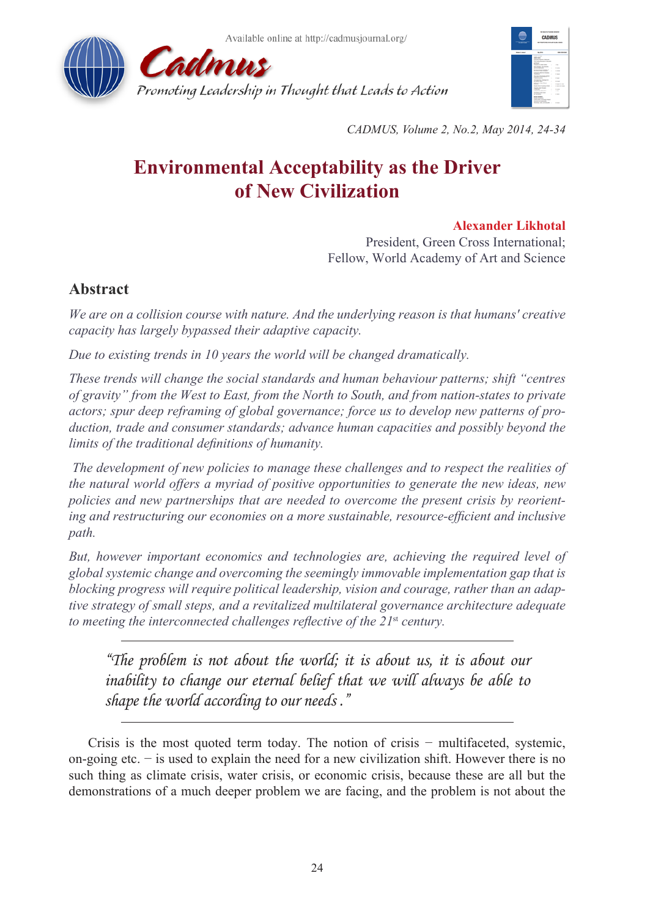# Environmental Acceptability as the Driver of New Civilization

**Alexander Likhotal**

President, Green Cross International;
Fellow, World Academy of Art and Science

## Abstract

*We are on a collision course with nature. And the underlying reason is that humans' creative capacity has largely bypassed their adaptive capacity.*

*Due to existing trends in 10 years the world will be changed dramatically.*

*These trends will change the social standards and human behaviour patterns; shift "centres of gravity" from the West to East, from the North to South, and from nation-states to private actors; spur deep reframing of global governance; force us to develop new patterns of production, trade and consumer standards; advance human capacities and possibly beyond the limits of the traditional definitions of humanity.*

*The development of new policies to manage these challenges and to respect the realities of the natural world offers a myriad of positive opportunities to generate the new ideas, new policies and new partnerships that are needed to overcome the present crisis by reorienting and restructuring our economies on a more sustainable, resource-efficient and inclusive path.*

*But, however important economics and technologies are, achieving the required level of global systemic change and overcoming the seemingly immovable implementation gap that is blocking progress will require political leadership, vision and courage, rather than an adaptive strategy of small steps, and a revitalized multilateral governance architecture adequate to meeting the interconnected challenges reflective of the 21st century.*

---

*"The problem is not about the world; it is about us, it is about our inability to change our eternal belief that we will always be able to shape the world according to our needs."*

---

Crisis is the most quoted term today. The notion of crisis − multifaceted, systemic, on-going etc. − is used to explain the need for a new civilization shift. However there is no such thing as climate crisis, water crisis, or economic crisis, because these are all but the demonstrations of a much deeper problem we are facing, and the problem is not about the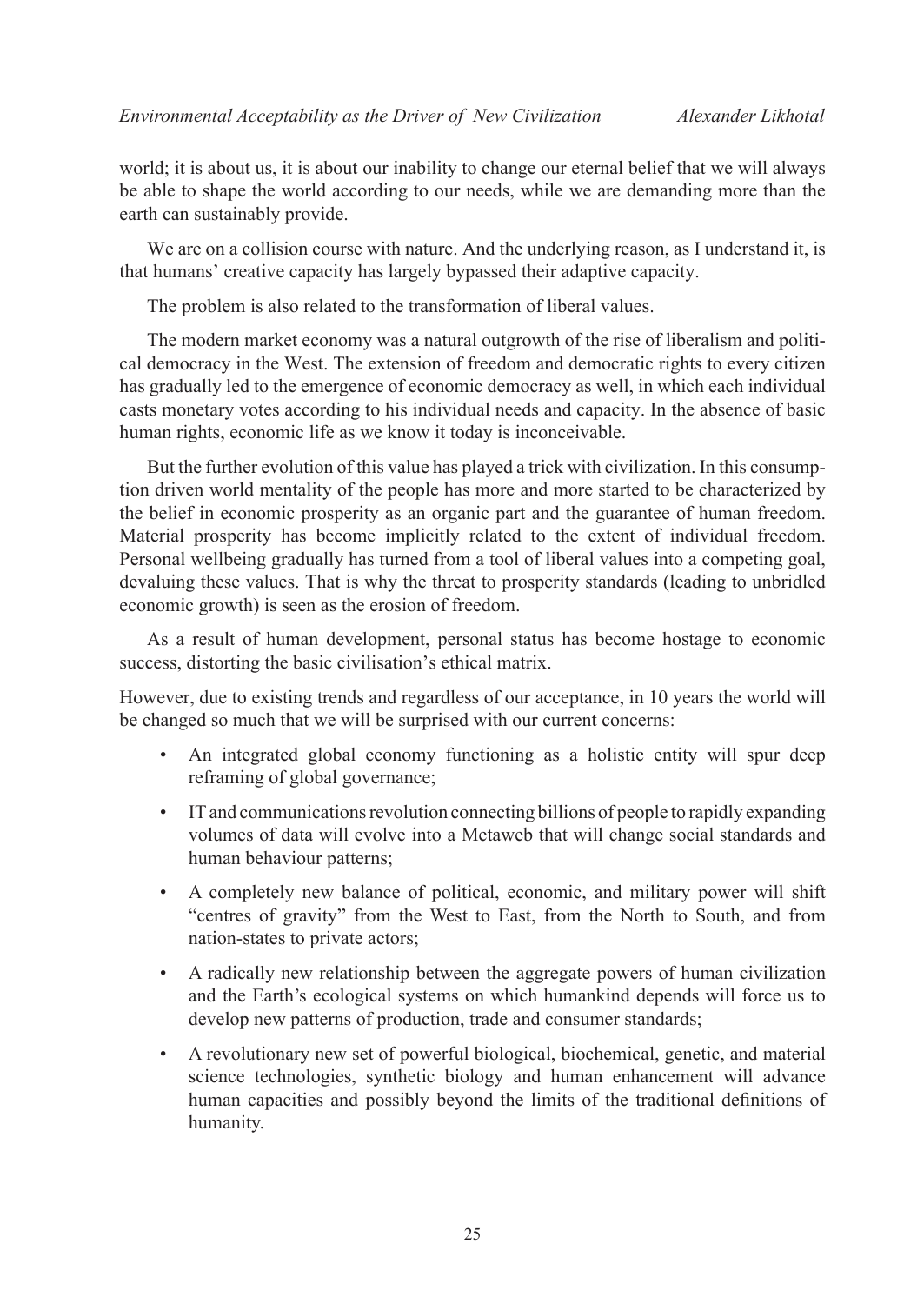world; it is about us, it is about our inability to change our eternal belief that we will always be able to shape the world according to our needs, while we are demanding more than the earth can sustainably provide.

We are on a collision course with nature. And the underlying reason, as I understand it, is that humans' creative capacity has largely bypassed their adaptive capacity.

The problem is also related to the transformation of liberal values.

The modern market economy was a natural outgrowth of the rise of liberalism and political democracy in the West. The extension of freedom and democratic rights to every citizen has gradually led to the emergence of economic democracy as well, in which each individual casts monetary votes according to his individual needs and capacity. In the absence of basic human rights, economic life as we know it today is inconceivable.

But the further evolution of this value has played a trick with civilization. In this consumption driven world mentality of the people has more and more started to be characterized by the belief in economic prosperity as an organic part and the guarantee of human freedom. Material prosperity has become implicitly related to the extent of individual freedom. Personal wellbeing gradually has turned from a tool of liberal values into a competing goal, devaluing these values. That is why the threat to prosperity standards (leading to unbridled economic growth) is seen as the erosion of freedom.

As a result of human development, personal status has become hostage to economic success, distorting the basic civilisation's ethical matrix.

However, due to existing trends and regardless of our acceptance, in 10 years the world will be changed so much that we will be surprised with our current concerns:

- An integrated global economy functioning as a holistic entity will spur deep reframing of global governance;
- IT and communications revolution connecting billions of people to rapidly expanding volumes of data will evolve into a Metaweb that will change social standards and human behaviour patterns;
- A completely new balance of political, economic, and military power will shift "centres of gravity" from the West to East, from the North to South, and from nation-states to private actors;
- A radically new relationship between the aggregate powers of human civilization and the Earth's ecological systems on which humankind depends will force us to develop new patterns of production, trade and consumer standards;
- A revolutionary new set of powerful biological, biochemical, genetic, and material science technologies, synthetic biology and human enhancement will advance human capacities and possibly beyond the limits of the traditional definitions of humanity.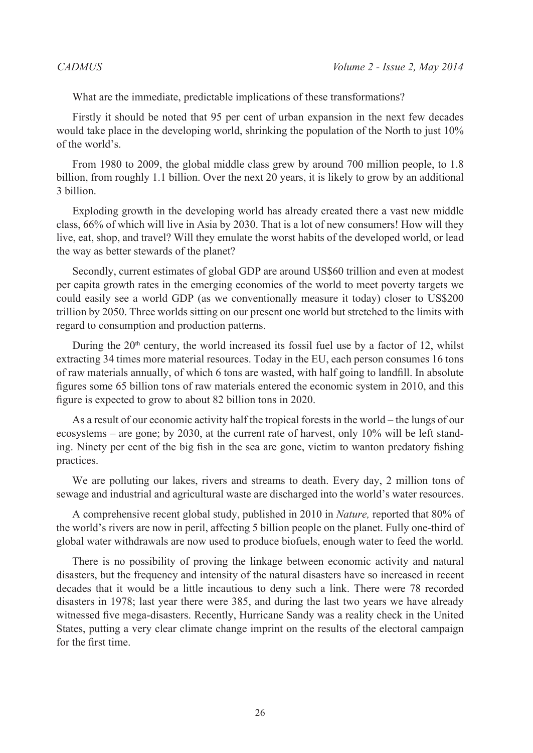What are the immediate, predictable implications of these transformations?

Firstly it should be noted that 95 per cent of urban expansion in the next few decades would take place in the developing world, shrinking the population of the North to just 10% of the world's.

From 1980 to 2009, the global middle class grew by around 700 million people, to 1.8 billion, from roughly 1.1 billion. Over the next 20 years, it is likely to grow by an additional 3 billion.

Exploding growth in the developing world has already created there a vast new middle class, 66% of which will live in Asia by 2030. That is a lot of new consumers! How will they live, eat, shop, and travel? Will they emulate the worst habits of the developed world, or lead the way as better stewards of the planet?

Secondly, current estimates of global GDP are around US$60 trillion and even at modest per capita growth rates in the emerging economies of the world to meet poverty targets we could easily see a world GDP (as we conventionally measure it today) closer to US$200 trillion by 2050. Three worlds sitting on our present one world but stretched to the limits with regard to consumption and production patterns.

During the 20th century, the world increased its fossil fuel use by a factor of 12, whilst extracting 34 times more material resources. Today in the EU, each person consumes 16 tons of raw materials annually, of which 6 tons are wasted, with half going to landfill. In absolute figures some 65 billion tons of raw materials entered the economic system in 2010, and this figure is expected to grow to about 82 billion tons in 2020.

As a result of our economic activity half the tropical forests in the world – the lungs of our ecosystems – are gone; by 2030, at the current rate of harvest, only 10% will be left standing. Ninety per cent of the big fish in the sea are gone, victim to wanton predatory fishing practices.

We are polluting our lakes, rivers and streams to death. Every day, 2 million tons of sewage and industrial and agricultural waste are discharged into the world's water resources.

A comprehensive recent global study, published in 2010 in *Nature,* reported that 80% of the world's rivers are now in peril, affecting 5 billion people on the planet. Fully one-third of global water withdrawals are now used to produce biofuels, enough water to feed the world.

There is no possibility of proving the linkage between economic activity and natural disasters, but the frequency and intensity of the natural disasters have so increased in recent decades that it would be a little incautious to deny such a link. There were 78 recorded disasters in 1978; last year there were 385, and during the last two years we have already witnessed five mega-disasters. Recently, Hurricane Sandy was a reality check in the United States, putting a very clear climate change imprint on the results of the electoral campaign for the first time.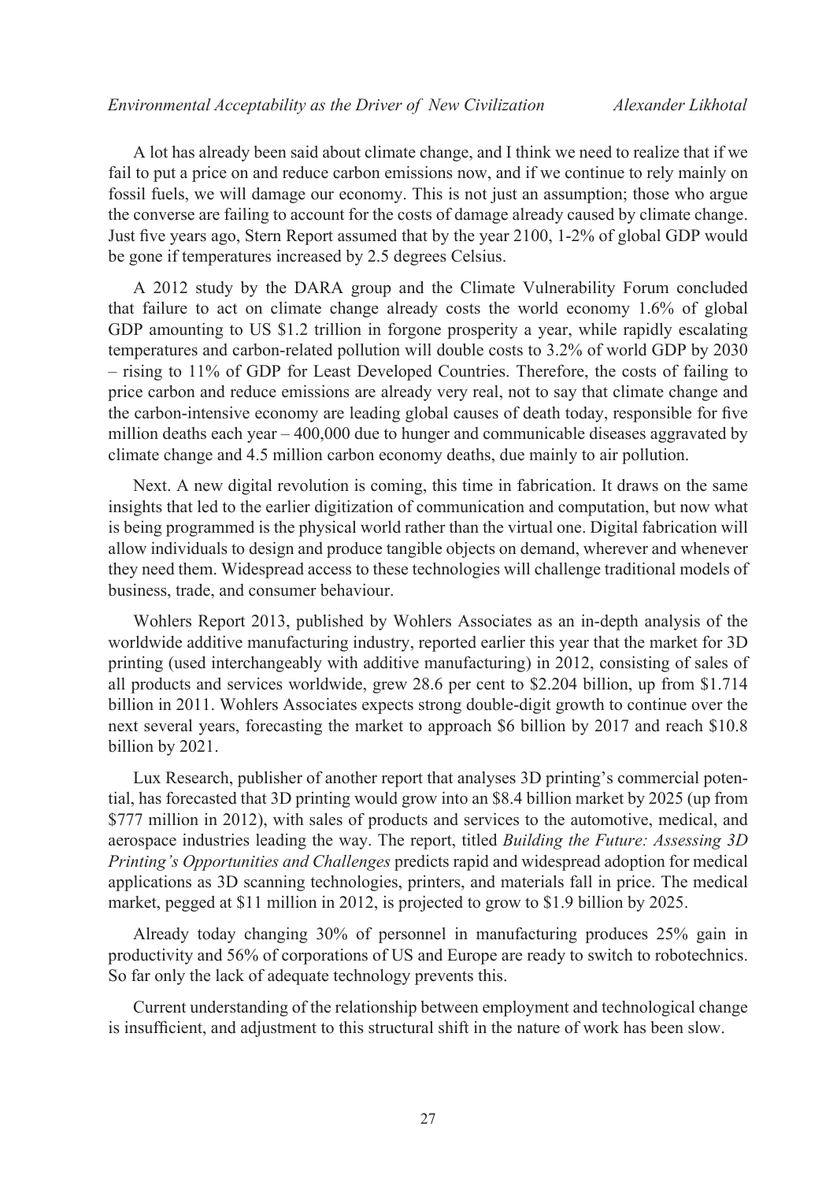A lot has already been said about climate change, and I think we need to realize that if we fail to put a price on and reduce carbon emissions now, and if we continue to rely mainly on fossil fuels, we will damage our economy. This is not just an assumption; those who argue the converse are failing to account for the costs of damage already caused by climate change. Just five years ago, Stern Report assumed that by the year 2100, 1-2% of global GDP would be gone if temperatures increased by 2.5 degrees Celsius.

A 2012 study by the DARA group and the Climate Vulnerability Forum concluded that failure to act on climate change already costs the world economy 1.6% of global GDP amounting to US $1.2 trillion in forgone prosperity a year, while rapidly escalating temperatures and carbon-related pollution will double costs to 3.2% of world GDP by 2030 – rising to 11% of GDP for Least Developed Countries. Therefore, the costs of failing to price carbon and reduce emissions are already very real, not to say that climate change and the carbon-intensive economy are leading global causes of death today, responsible for five million deaths each year – 400,000 due to hunger and communicable diseases aggravated by climate change and 4.5 million carbon economy deaths, due mainly to air pollution.

Next. A new digital revolution is coming, this time in fabrication. It draws on the same insights that led to the earlier digitization of communication and computation, but now what is being programmed is the physical world rather than the virtual one. Digital fabrication will allow individuals to design and produce tangible objects on demand, wherever and whenever they need them. Widespread access to these technologies will challenge traditional models of business, trade, and consumer behaviour.

Wohlers Report 2013, published by Wohlers Associates as an in-depth analysis of the worldwide additive manufacturing industry, reported earlier this year that the market for 3D printing (used interchangeably with additive manufacturing) in 2012, consisting of sales of all products and services worldwide, grew 28.6 per cent to $2.204 billion, up from $1.714 billion in 2011. Wohlers Associates expects strong double-digit growth to continue over the next several years, forecasting the market to approach $6 billion by 2017 and reach $10.8 billion by 2021.

Lux Research, publisher of another report that analyses 3D printing's commercial potential, has forecasted that 3D printing would grow into an $8.4 billion market by 2025 (up from $777 million in 2012), with sales of products and services to the automotive, medical, and aerospace industries leading the way. The report, titled *Building the Future: Assessing 3D Printing's Opportunities and Challenges* predicts rapid and widespread adoption for medical applications as 3D scanning technologies, printers, and materials fall in price. The medical market, pegged at $11 million in 2012, is projected to grow to $1.9 billion by 2025.

Already today changing 30% of personnel in manufacturing produces 25% gain in productivity and 56% of corporations of US and Europe are ready to switch to robotechnics. So far only the lack of adequate technology prevents this.

Current understanding of the relationship between employment and technological change is insufficient, and adjustment to this structural shift in the nature of work has been slow.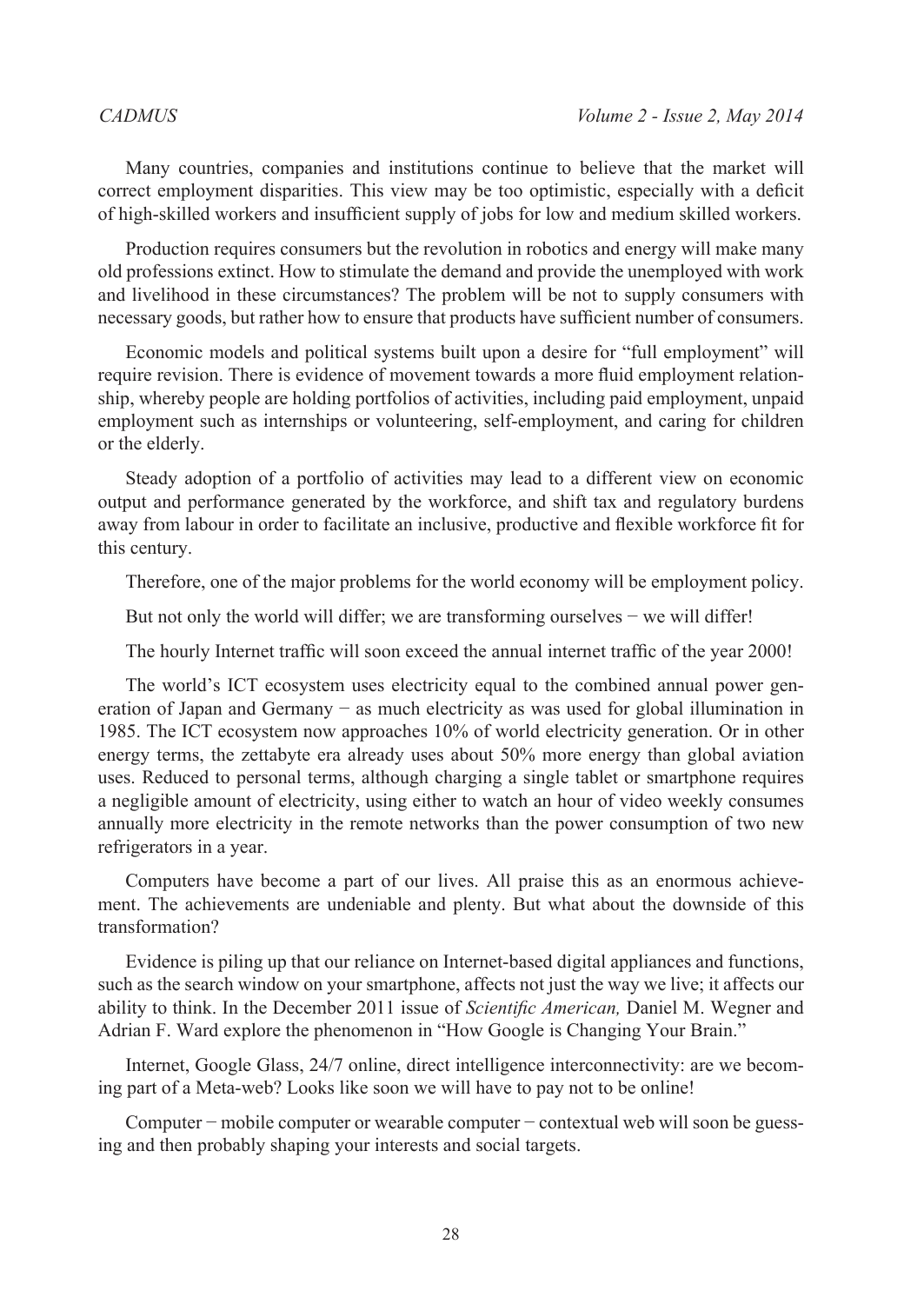Many countries, companies and institutions continue to believe that the market will correct employment disparities. This view may be too optimistic, especially with a deficit of high-skilled workers and insufficient supply of jobs for low and medium skilled workers.

Production requires consumers but the revolution in robotics and energy will make many old professions extinct. How to stimulate the demand and provide the unemployed with work and livelihood in these circumstances? The problem will be not to supply consumers with necessary goods, but rather how to ensure that products have sufficient number of consumers.

Economic models and political systems built upon a desire for "full employment" will require revision. There is evidence of movement towards a more fluid employment relationship, whereby people are holding portfolios of activities, including paid employment, unpaid employment such as internships or volunteering, self-employment, and caring for children or the elderly.

Steady adoption of a portfolio of activities may lead to a different view on economic output and performance generated by the workforce, and shift tax and regulatory burdens away from labour in order to facilitate an inclusive, productive and flexible workforce fit for this century.

Therefore, one of the major problems for the world economy will be employment policy.

But not only the world will differ; we are transforming ourselves − we will differ!

The hourly Internet traffic will soon exceed the annual internet traffic of the year 2000!

The world's ICT ecosystem uses electricity equal to the combined annual power generation of Japan and Germany − as much electricity as was used for global illumination in 1985. The ICT ecosystem now approaches 10% of world electricity generation. Or in other energy terms, the zettabyte era already uses about 50% more energy than global aviation uses. Reduced to personal terms, although charging a single tablet or smartphone requires a negligible amount of electricity, using either to watch an hour of video weekly consumes annually more electricity in the remote networks than the power consumption of two new refrigerators in a year.

Computers have become a part of our lives. All praise this as an enormous achievement. The achievements are undeniable and plenty. But what about the downside of this transformation?

Evidence is piling up that our reliance on Internet-based digital appliances and functions, such as the search window on your smartphone, affects not just the way we live; it affects our ability to think. In the December 2011 issue of *Scientific American,* Daniel M. Wegner and Adrian F. Ward explore the phenomenon in "How Google is Changing Your Brain."

Internet, Google Glass, 24/7 online, direct intelligence interconnectivity: are we becoming part of a Meta-web? Looks like soon we will have to pay not to be online!

Computer − mobile computer or wearable computer − contextual web will soon be guessing and then probably shaping your interests and social targets.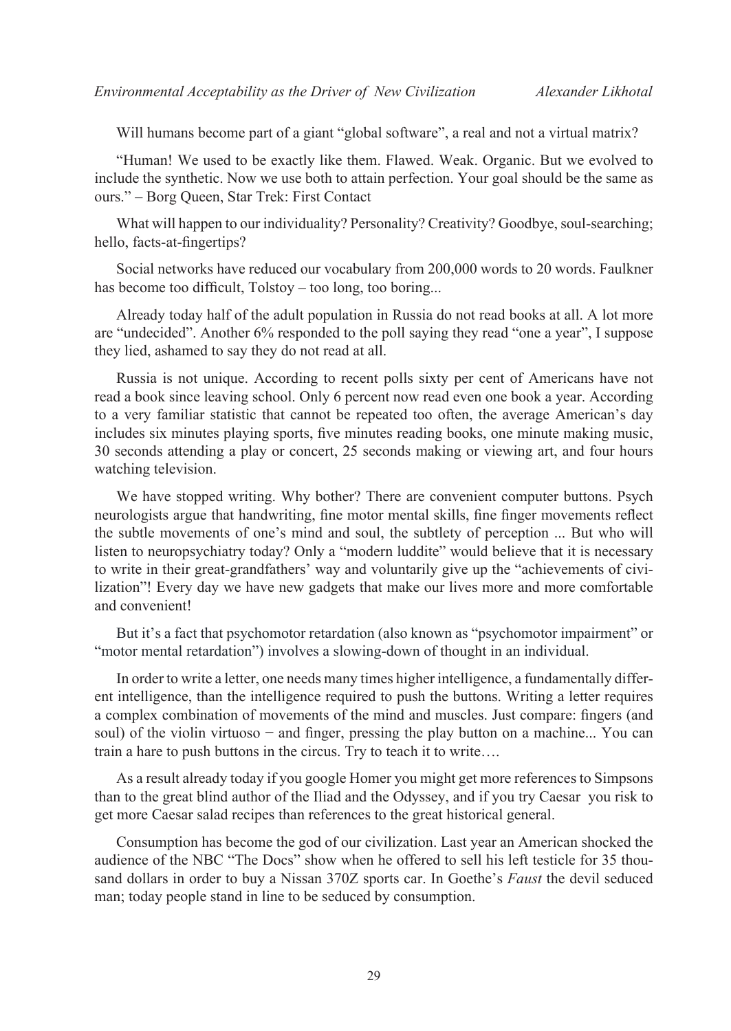Will humans become part of a giant "global software", a real and not a virtual matrix?

"Human! We used to be exactly like them. Flawed. Weak. Organic. But we evolved to include the synthetic. Now we use both to attain perfection. Your goal should be the same as ours." – Borg Queen, Star Trek: First Contact

What will happen to our individuality? Personality? Creativity? Goodbye, soul-searching; hello, facts-at-fingertips?

Social networks have reduced our vocabulary from 200,000 words to 20 words. Faulkner has become too difficult, Tolstoy – too long, too boring...

Already today half of the adult population in Russia do not read books at all. A lot more are "undecided". Another 6% responded to the poll saying they read "one a year", I suppose they lied, ashamed to say they do not read at all.

Russia is not unique. According to recent polls sixty per cent of Americans have not read a book since leaving school. Only 6 percent now read even one book a year. According to a very familiar statistic that cannot be repeated too often, the average American's day includes six minutes playing sports, five minutes reading books, one minute making music, 30 seconds attending a play or concert, 25 seconds making or viewing art, and four hours watching television.

We have stopped writing. Why bother? There are convenient computer buttons. Psych neurologists argue that handwriting, fine motor mental skills, fine finger movements reflect the subtle movements of one's mind and soul, the subtlety of perception ... But who will listen to neuropsychiatry today? Only a "modern luddite" would believe that it is necessary to write in their great-grandfathers' way and voluntarily give up the "achievements of civilization"! Every day we have new gadgets that make our lives more and more comfortable and convenient!

But it's a fact that psychomotor retardation (also known as "psychomotor impairment" or "motor mental retardation") involves a slowing-down of thought in an individual.

In order to write a letter, one needs many times higher intelligence, a fundamentally different intelligence, than the intelligence required to push the buttons. Writing a letter requires a complex combination of movements of the mind and muscles. Just compare: fingers (and soul) of the violin virtuoso − and finger, pressing the play button on a machine... You can train a hare to push buttons in the circus. Try to teach it to write….

As a result already today if you google Homer you might get more references to Simpsons than to the great blind author of the Iliad and the Odyssey, and if you try Caesar you risk to get more Caesar salad recipes than references to the great historical general.

Consumption has become the god of our civilization. Last year an American shocked the audience of the NBC "The Docs" show when he offered to sell his left testicle for 35 thousand dollars in order to buy a Nissan 370Z sports car. In Goethe's *Faust* the devil seduced man; today people stand in line to be seduced by consumption.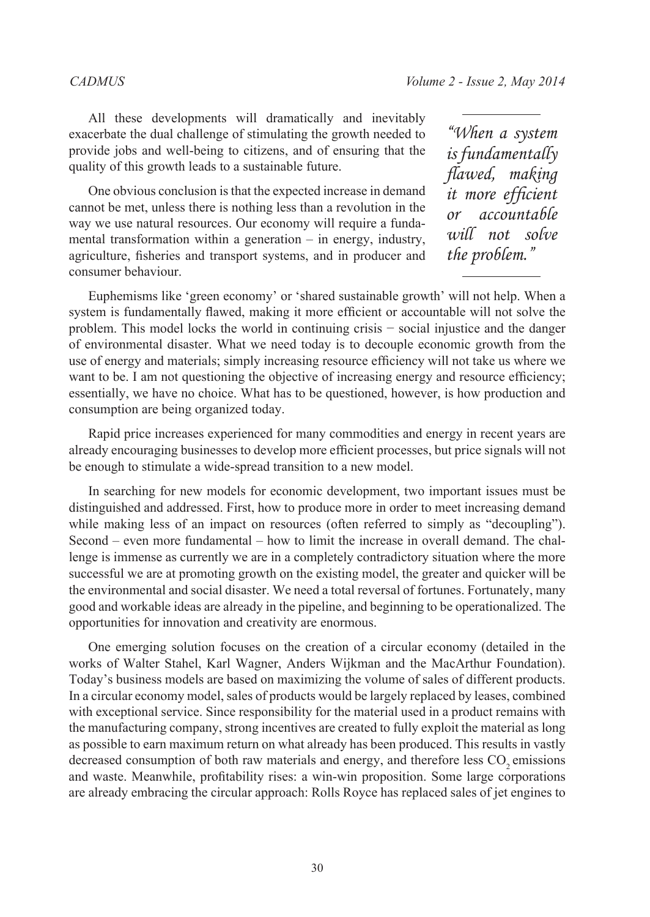All these developments will dramatically and inevitably exacerbate the dual challenge of stimulating the growth needed to provide jobs and well-being to citizens, and of ensuring that the quality of this growth leads to a sustainable future.

One obvious conclusion is that the expected increase in demand cannot be met, unless there is nothing less than a revolution in the way we use natural resources. Our economy will require a fundamental transformation within a generation – in energy, industry, agriculture, fisheries and transport systems, and in producer and consumer behaviour.

> *"When a system is fundamentally flawed, making it more efficient or accountable will not solve the problem."*

Euphemisms like 'green economy' or 'shared sustainable growth' will not help. When a system is fundamentally flawed, making it more efficient or accountable will not solve the problem. This model locks the world in continuing crisis − social injustice and the danger of environmental disaster. What we need today is to decouple economic growth from the use of energy and materials; simply increasing resource efficiency will not take us where we want to be. I am not questioning the objective of increasing energy and resource efficiency; essentially, we have no choice. What has to be questioned, however, is how production and consumption are being organized today.

Rapid price increases experienced for many commodities and energy in recent years are already encouraging businesses to develop more efficient processes, but price signals will not be enough to stimulate a wide-spread transition to a new model.

In searching for new models for economic development, two important issues must be distinguished and addressed. First, how to produce more in order to meet increasing demand while making less of an impact on resources (often referred to simply as "decoupling"). Second – even more fundamental – how to limit the increase in overall demand. The challenge is immense as currently we are in a completely contradictory situation where the more successful we are at promoting growth on the existing model, the greater and quicker will be the environmental and social disaster. We need a total reversal of fortunes. Fortunately, many good and workable ideas are already in the pipeline, and beginning to be operationalized. The opportunities for innovation and creativity are enormous.

One emerging solution focuses on the creation of a circular economy (detailed in the works of Walter Stahel, Karl Wagner, Anders Wijkman and the MacArthur Foundation). Today's business models are based on maximizing the volume of sales of different products. In a circular economy model, sales of products would be largely replaced by leases, combined with exceptional service. Since responsibility for the material used in a product remains with the manufacturing company, strong incentives are created to fully exploit the material as long as possible to earn maximum return on what already has been produced. This results in vastly decreased consumption of both raw materials and energy, and therefore less $CO_2$ emissions and waste. Meanwhile, profitability rises: a win-win proposition. Some large corporations are already embracing the circular approach: Rolls Royce has replaced sales of jet engines to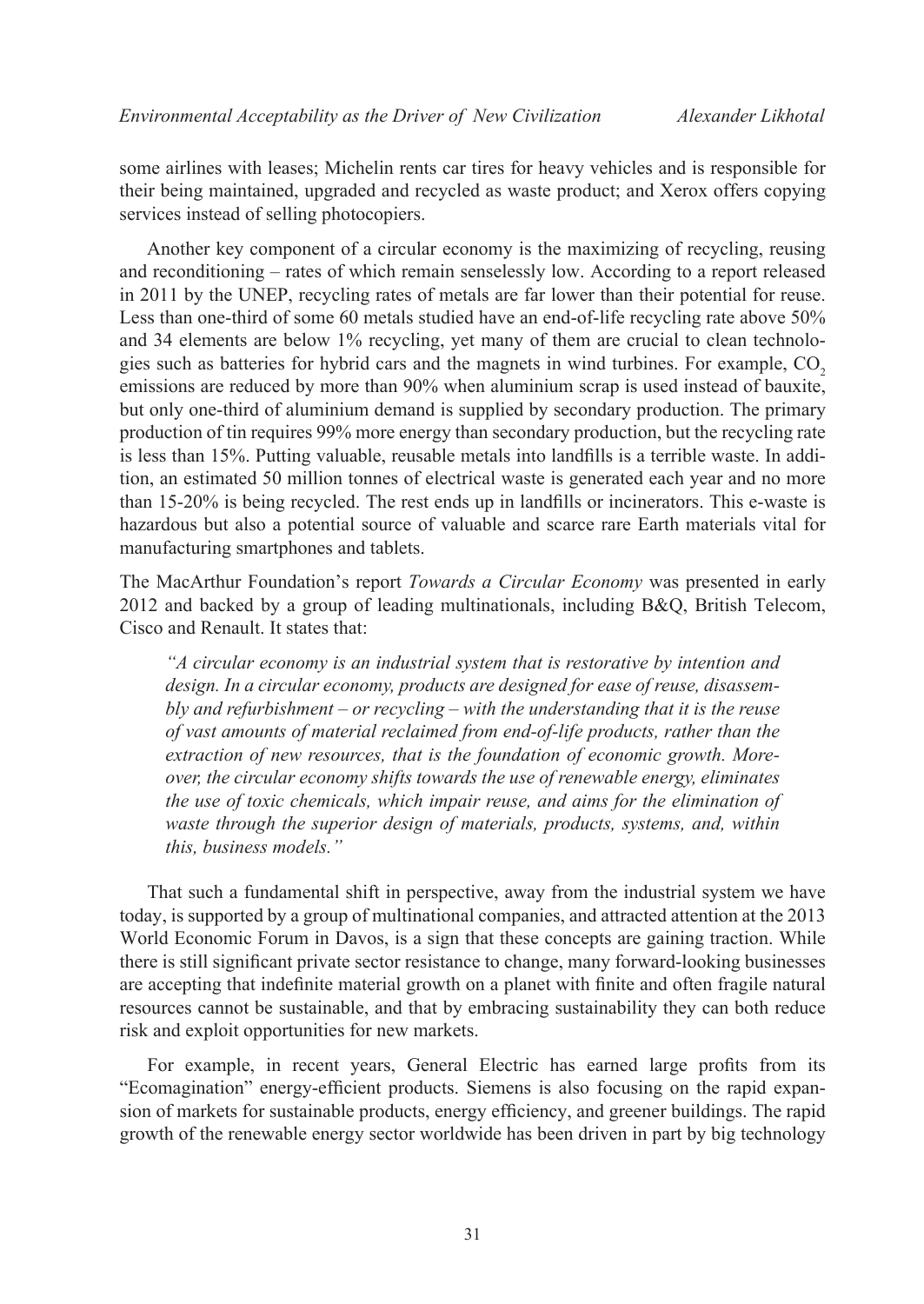some airlines with leases; Michelin rents car tires for heavy vehicles and is responsible for their being maintained, upgraded and recycled as waste product; and Xerox offers copying services instead of selling photocopiers.

Another key component of a circular economy is the maximizing of recycling, reusing and reconditioning – rates of which remain senselessly low. According to a report released in 2011 by the UNEP, recycling rates of metals are far lower than their potential for reuse. Less than one-third of some 60 metals studied have an end-of-life recycling rate above 50% and 34 elements are below 1% recycling, yet many of them are crucial to clean technologies such as batteries for hybrid cars and the magnets in wind turbines. For example, $CO_2$ emissions are reduced by more than 90% when aluminium scrap is used instead of bauxite, but only one-third of aluminium demand is supplied by secondary production. The primary production of tin requires 99% more energy than secondary production, but the recycling rate is less than 15%. Putting valuable, reusable metals into landfills is a terrible waste. In addition, an estimated 50 million tonnes of electrical waste is generated each year and no more than 15-20% is being recycled. The rest ends up in landfills or incinerators. This e-waste is hazardous but also a potential source of valuable and scarce rare Earth materials vital for manufacturing smartphones and tablets.

The MacArthur Foundation's report *Towards a Circular Economy* was presented in early 2012 and backed by a group of leading multinationals, including B&Q, British Telecom, Cisco and Renault. It states that:

> *"A circular economy is an industrial system that is restorative by intention and design. In a circular economy, products are designed for ease of reuse, disassembly and refurbishment – or recycling – with the understanding that it is the reuse of vast amounts of material reclaimed from end-of-life products, rather than the extraction of new resources, that is the foundation of economic growth. Moreover, the circular economy shifts towards the use of renewable energy, eliminates the use of toxic chemicals, which impair reuse, and aims for the elimination of waste through the superior design of materials, products, systems, and, within this, business models."*

That such a fundamental shift in perspective, away from the industrial system we have today, is supported by a group of multinational companies, and attracted attention at the 2013 World Economic Forum in Davos, is a sign that these concepts are gaining traction. While there is still significant private sector resistance to change, many forward-looking businesses are accepting that indefinite material growth on a planet with finite and often fragile natural resources cannot be sustainable, and that by embracing sustainability they can both reduce risk and exploit opportunities for new markets.

For example, in recent years, General Electric has earned large profits from its "Ecomagination" energy-efficient products. Siemens is also focusing on the rapid expansion of markets for sustainable products, energy efficiency, and greener buildings. The rapid growth of the renewable energy sector worldwide has been driven in part by big technology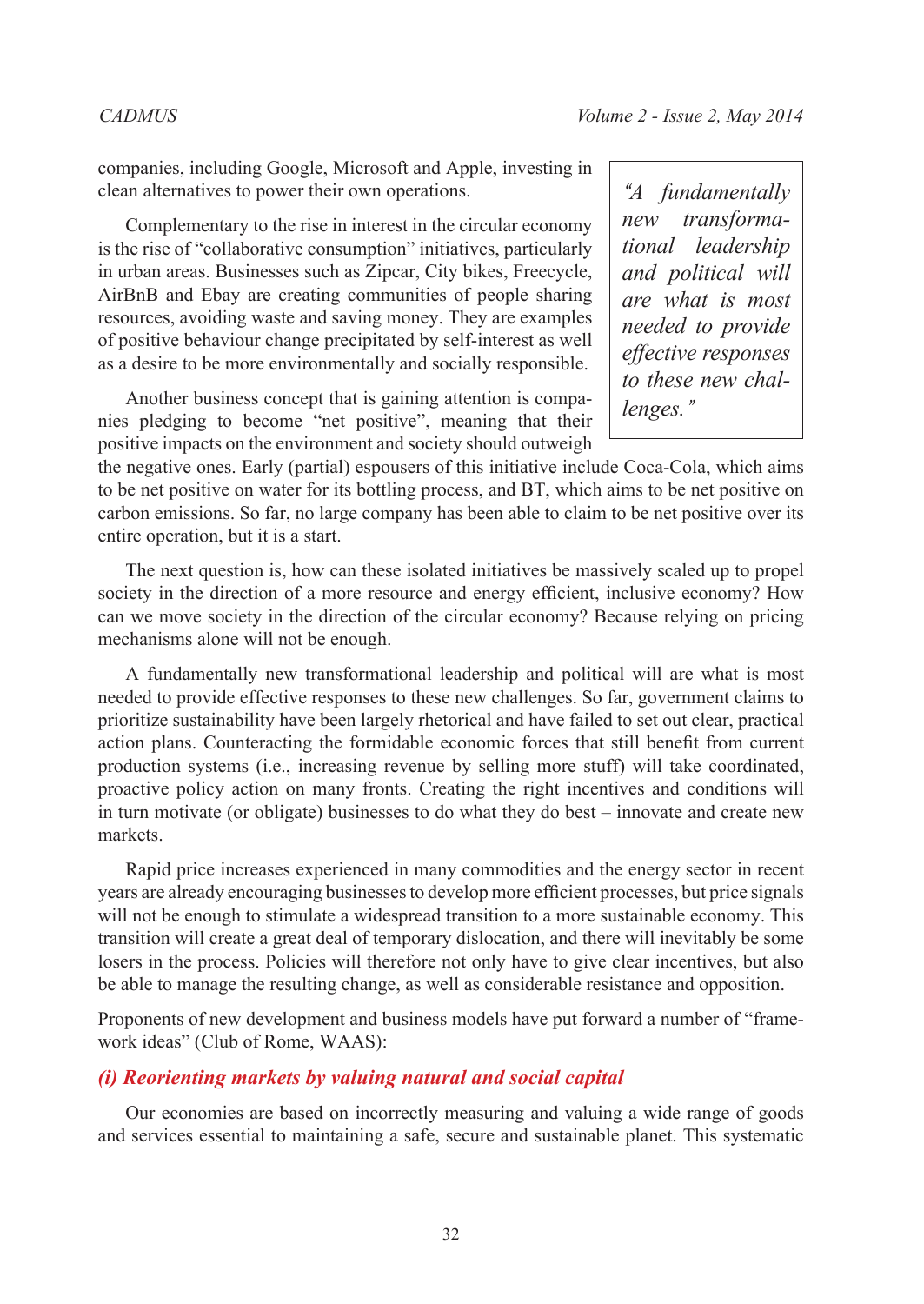companies, including Google, Microsoft and Apple, investing in clean alternatives to power their own operations.

Complementary to the rise in interest in the circular economy is the rise of "collaborative consumption" initiatives, particularly in urban areas. Businesses such as Zipcar, City bikes, Freecycle, AirBnB and Ebay are creating communities of people sharing resources, avoiding waste and saving money. They are examples of positive behaviour change precipitated by self-interest as well as a desire to be more environmentally and socially responsible.

> *"A fundamentally new transformational leadership and political will are what is most needed to provide effective responses to these new challenges."*

Another business concept that is gaining attention is companies pledging to become "net positive", meaning that their positive impacts on the environment and society should outweigh the negative ones. Early (partial) espousers of this initiative include Coca-Cola, which aims to be net positive on water for its bottling process, and BT, which aims to be net positive on carbon emissions. So far, no large company has been able to claim to be net positive over its entire operation, but it is a start.

The next question is, how can these isolated initiatives be massively scaled up to propel society in the direction of a more resource and energy efficient, inclusive economy? How can we move society in the direction of the circular economy? Because relying on pricing mechanisms alone will not be enough.

A fundamentally new transformational leadership and political will are what is most needed to provide effective responses to these new challenges. So far, government claims to prioritize sustainability have been largely rhetorical and have failed to set out clear, practical action plans. Counteracting the formidable economic forces that still benefit from current production systems (i.e., increasing revenue by selling more stuff) will take coordinated, proactive policy action on many fronts. Creating the right incentives and conditions will in turn motivate (or obligate) businesses to do what they do best – innovate and create new markets.

Rapid price increases experienced in many commodities and the energy sector in recent years are already encouraging businesses to develop more efficient processes, but price signals will not be enough to stimulate a widespread transition to a more sustainable economy. This transition will create a great deal of temporary dislocation, and there will inevitably be some losers in the process. Policies will therefore not only have to give clear incentives, but also be able to manage the resulting change, as well as considerable resistance and opposition.

Proponents of new development and business models have put forward a number of "framework ideas" (Club of Rome, WAAS):

### *(i) Reorienting markets by valuing natural and social capital*

Our economies are based on incorrectly measuring and valuing a wide range of goods and services essential to maintaining a safe, secure and sustainable planet. This systematic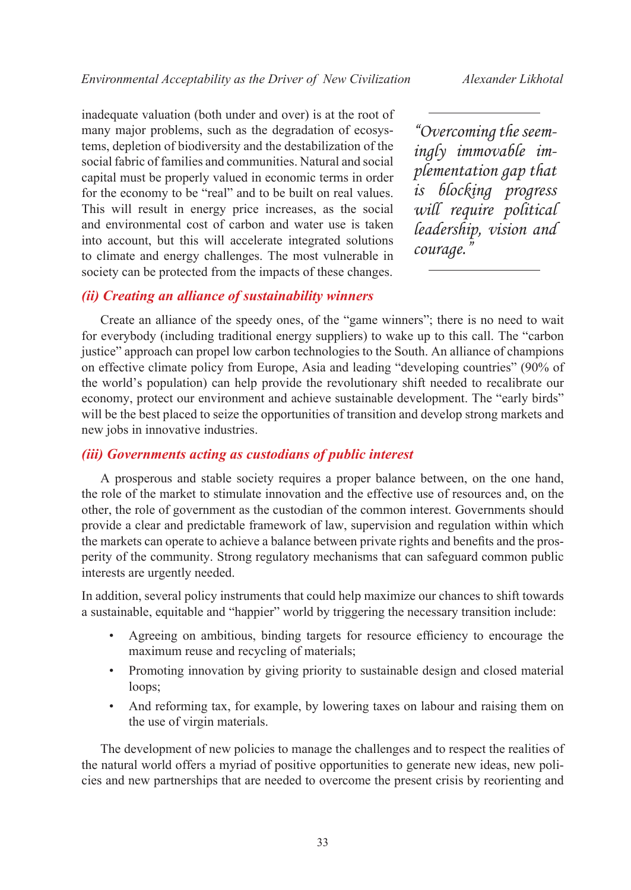inadequate valuation (both under and over) is at the root of many major problems, such as the degradation of ecosystems, depletion of biodiversity and the destabilization of the social fabric of families and communities. Natural and social capital must be properly valued in economic terms in order for the economy to be "real" and to be built on real values. This will result in energy price increases, as the social and environmental cost of carbon and water use is taken into account, but this will accelerate integrated solutions to climate and energy challenges. The most vulnerable in society can be protected from the impacts of these changes.

> *"Overcoming the seemingly immovable implementation gap that is blocking progress will require political leadership, vision and courage."*

### *(ii) Creating an alliance of sustainability winners*

Create an alliance of the speedy ones, of the "game winners"; there is no need to wait for everybody (including traditional energy suppliers) to wake up to this call. The "carbon justice" approach can propel low carbon technologies to the South. An alliance of champions on effective climate policy from Europe, Asia and leading "developing countries" (90% of the world's population) can help provide the revolutionary shift needed to recalibrate our economy, protect our environment and achieve sustainable development. The "early birds" will be the best placed to seize the opportunities of transition and develop strong markets and new jobs in innovative industries.

### *(iii) Governments acting as custodians of public interest*

A prosperous and stable society requires a proper balance between, on the one hand, the role of the market to stimulate innovation and the effective use of resources and, on the other, the role of government as the custodian of the common interest. Governments should provide a clear and predictable framework of law, supervision and regulation within which the markets can operate to achieve a balance between private rights and benefits and the prosperity of the community. Strong regulatory mechanisms that can safeguard common public interests are urgently needed.

In addition, several policy instruments that could help maximize our chances to shift towards a sustainable, equitable and "happier" world by triggering the necessary transition include:

- Agreeing on ambitious, binding targets for resource efficiency to encourage the maximum reuse and recycling of materials;
- Promoting innovation by giving priority to sustainable design and closed material loops;
- And reforming tax, for example, by lowering taxes on labour and raising them on the use of virgin materials.

The development of new policies to manage the challenges and to respect the realities of the natural world offers a myriad of positive opportunities to generate new ideas, new policies and new partnerships that are needed to overcome the present crisis by reorienting and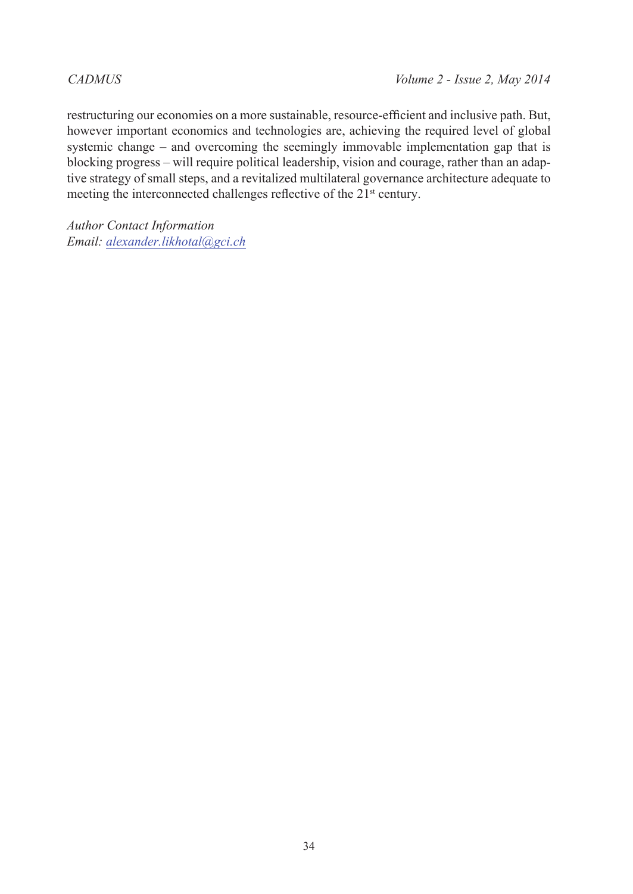restructuring our economies on a more sustainable, resource-efficient and inclusive path. But, however important economics and technologies are, achieving the required level of global systemic change – and overcoming the seemingly immovable implementation gap that is blocking progress – will require political leadership, vision and courage, rather than an adaptive strategy of small steps, and a revitalized multilateral governance architecture adequate to meeting the interconnected challenges reflective of the 21st century.

*Author Contact Information*
*Email: alexander.likhotal@gci.ch*